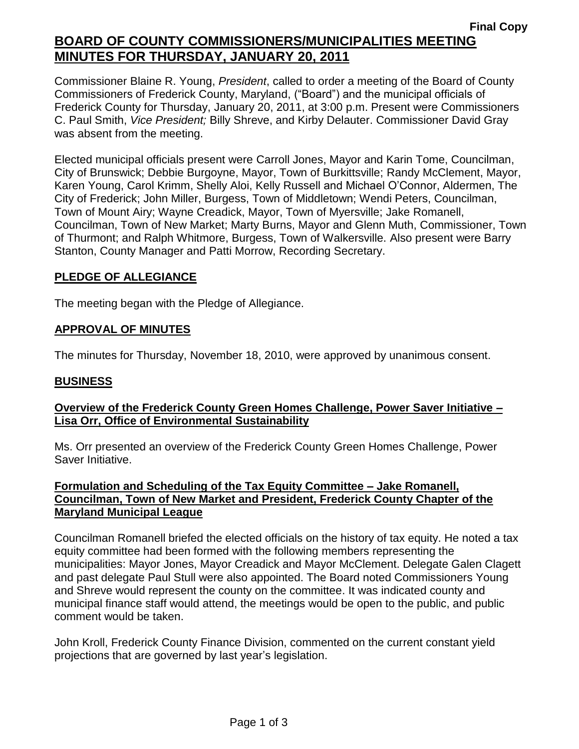Final Copy

# BOARD OF COUNTY COMMISSIONERS/MUNICIPALITIES MEETING MINUTES FOR THURSDAY, JANUARY 20, 2011

Commissioner Blaine R. Young, *President*, called to order a meeting of the Board of County Commissioners of Frederick County, Maryland, ("Board") and the municipal officials of Frederick County for Thursday, January 20, 2011, at 3:00 p.m. Present were Commissioners C. Paul Smith, *Vice President;* Billy Shreve, and Kirby Delauter. Commissioner David Gray was absent from the meeting.

Elected municipal officials present were Carroll Jones, Mayor and Karin Tome, Councilman, City of Brunswick; Debbie Burgoyne, Mayor, Town of Burkittsville; Randy McClement, Mayor, Karen Young, Carol Krimm, Shelly Aloi, Kelly Russell and Michael O'Connor, Aldermen, The City of Frederick; John Miller, Burgess, Town of Middletown; Wendi Peters, Councilman, Town of Mount Airy; Wayne Creadick, Mayor, Town of Myersville; Jake Romanell, Councilman, Town of New Market; Marty Burns, Mayor and Glenn Muth, Commissioner, Town of Thurmont; and Ralph Whitmore, Burgess, Town of Walkersville. Also present were Barry Stanton, County Manager and Patti Morrow, Recording Secretary.

## PLEDGE OF ALLEGIANCE

The meeting began with the Pledge of Allegiance.

## APPROVAL OF MINUTES

The minutes for Thursday, November 18, 2010, were approved by unanimous consent.

## BUSINESS

### Overview of the Frederick County Green Homes Challenge, Power Saver Initiative – Lisa Orr, Office of Environmental Sustainability

Ms. Orr presented an overview of the Frederick County Green Homes Challenge, Power Saver Initiative.

### Formulation and Scheduling of the Tax Equity Committee – Jake Romanell, Councilman, Town of New Market and President, Frederick County Chapter of the Maryland Municipal League

Councilman Romanell briefed the elected officials on the history of tax equity. He noted a tax equity committee had been formed with the following members representing the municipalities: Mayor Jones, Mayor Creadick and Mayor McClement. Delegate Galen Clagett and past delegate Paul Stull were also appointed. The Board noted Commissioners Young and Shreve would represent the county on the committee. It was indicated county and municipal finance staff would attend, the meetings would be open to the public, and public comment would be taken.

John Kroll, Frederick County Finance Division, commented on the current constant yield projections that are governed by last year's legislation.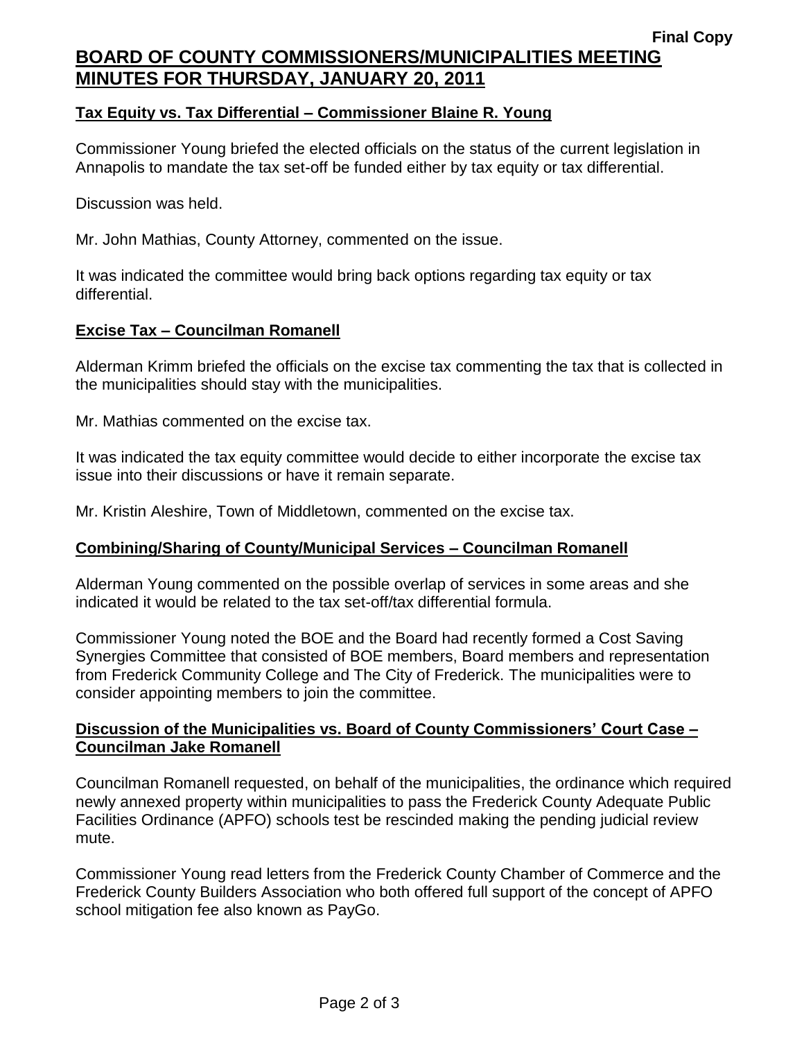**Final Copy**

# BOARD OF COUNTY COMMISSIONERS/MUNICIPALITIES MEETING MINUTES FOR THURSDAY, JANUARY 20, 2011

## Tax Equity vs. Tax Differential – Commissioner Blaine R. Young

Commissioner Young briefed the elected officials on the status of the current legislation in Annapolis to mandate the tax set-off be funded either by tax equity or tax differential.

Discussion was held.

Mr. John Mathias, County Attorney, commented on the issue.

It was indicated the committee would bring back options regarding tax equity or tax differential.

## Excise Tax – Councilman Romanell

Alderman Krimm briefed the officials on the excise tax commenting the tax that is collected in the municipalities should stay with the municipalities.

Mr. Mathias commented on the excise tax.

It was indicated the tax equity committee would decide to either incorporate the excise tax issue into their discussions or have it remain separate.

Mr. Kristin Aleshire, Town of Middletown, commented on the excise tax.

## Combining/Sharing of County/Municipal Services – Councilman Romanell

Alderman Young commented on the possible overlap of services in some areas and she indicated it would be related to the tax set-off/tax differential formula.

Commissioner Young noted the BOE and the Board had recently formed a Cost Saving Synergies Committee that consisted of BOE members, Board members and representation from Frederick Community College and The City of Frederick. The municipalities were to consider appointing members to join the committee.

## Discussion of the Municipalities vs. Board of County Commissioners' Court Case – Councilman Jake Romanell

Councilman Romanell requested, on behalf of the municipalities, the ordinance which required newly annexed property within municipalities to pass the Frederick County Adequate Public Facilities Ordinance (APFO) schools test be rescinded making the pending judicial review mute.

Commissioner Young read letters from the Frederick County Chamber of Commerce and the Frederick County Builders Association who both offered full support of the concept of APFO school mitigation fee also known as PayGo.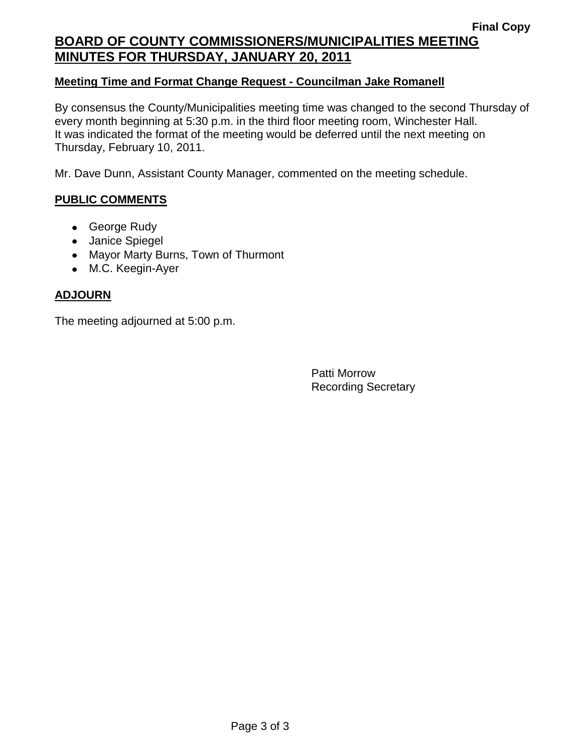**Final Copy**

# BOARD OF COUNTY COMMISSIONERS/MUNICIPALITIES MEETING MINUTES FOR THURSDAY, JANUARY 20, 2011

## Meeting Time and Format Change Request - Councilman Jake Romanell

By consensus the County/Municipalities meeting time was changed to the second Thursday of every month beginning at 5:30 p.m. in the third floor meeting room, Winchester Hall. It was indicated the format of the meeting would be deferred until the next meeting on Thursday, February 10, 2011.

Mr. Dave Dunn, Assistant County Manager, commented on the meeting schedule.

## PUBLIC COMMENTS

- George Rudy
- Janice Spiegel
- Mayor Marty Burns, Town of Thurmont
- M.C. Keegin-Ayer

## ADJOURN

The meeting adjourned at 5:00 p.m.

Patti Morrow
Recording Secretary